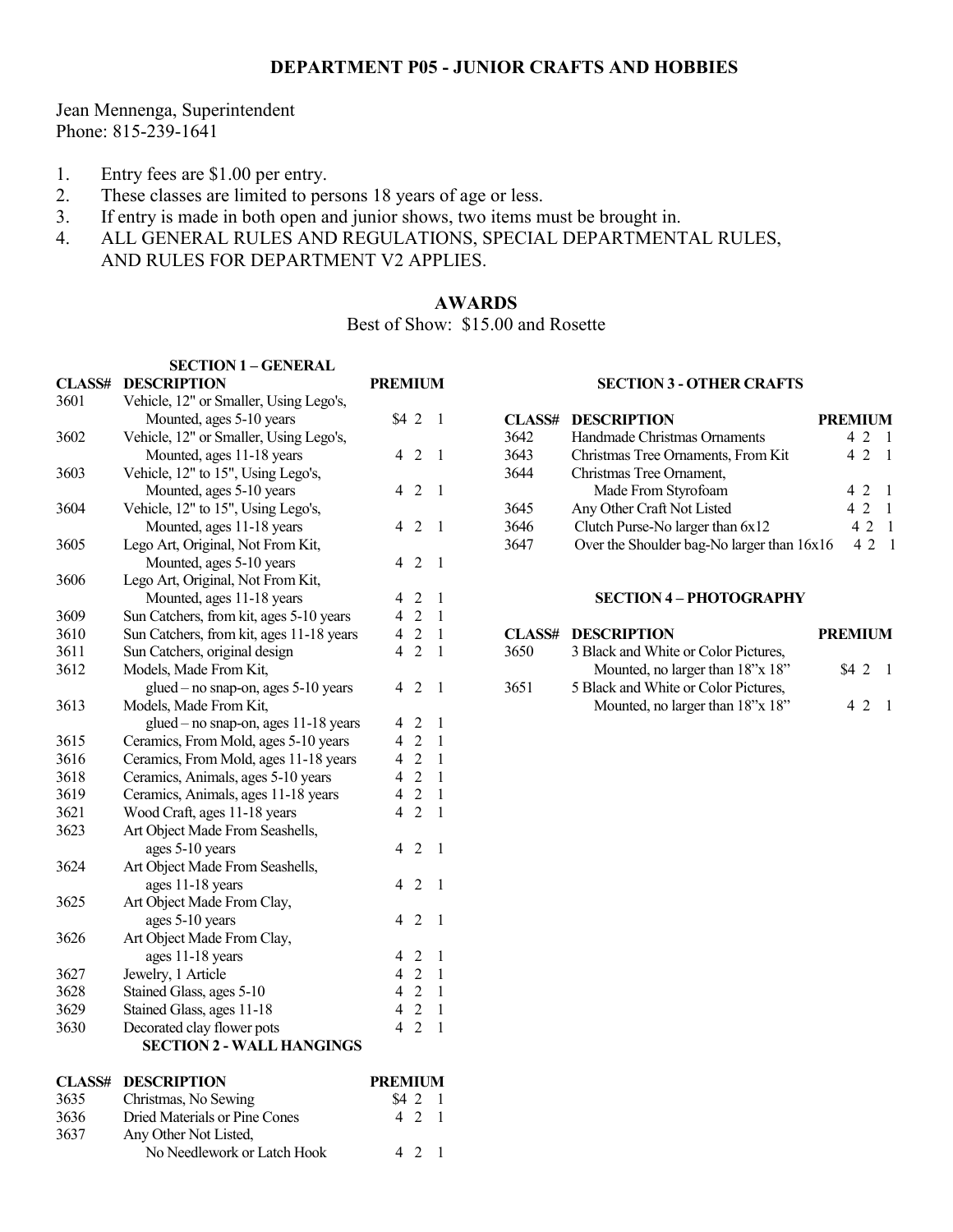# DEPARTMENT P05 - JUNIOR CRAFTS AND HOBBIES

Jean Mennenga, Superintendent
Phone: 815-239-1641

1. Entry fees are $1.00 per entry.
2. These classes are limited to persons 18 years of age or less.
3. If entry is made in both open and junior shows, two items must be brought in.
4. ALL GENERAL RULES AND REGULATIONS, SPECIAL DEPARTMENTAL RULES, AND RULES FOR DEPARTMENT V2 APPLIES.

## AWARDS

Best of Show: $15.00 and Rosette

### SECTION 1 – GENERAL

| CLASS# | DESCRIPTION | PREMIUM | | |
|---|---|---|---|---|
| 3601 | Vehicle, 12" or Smaller, Using Lego's, Mounted, ages 5-10 years | $4 | 2 | 1 |
| 3602 | Vehicle, 12" or Smaller, Using Lego's, Mounted, ages 11-18 years | 4 | 2 | 1 |
| 3603 | Vehicle, 12" to 15", Using Lego's, Mounted, ages 5-10 years | 4 | 2 | 1 |
| 3604 | Vehicle, 12" to 15", Using Lego's, Mounted, ages 11-18 years | 4 | 2 | 1 |
| 3605 | Lego Art, Original, Not From Kit, Mounted, ages 5-10 years | 4 | 2 | 1 |
| 3606 | Lego Art, Original, Not From Kit, Mounted, ages 11-18 years | 4 | 2 | 1 |
| 3609 | Sun Catchers, from kit, ages 5-10 years | 4 | 2 | 1 |
| 3610 | Sun Catchers, from kit, ages 11-18 years | 4 | 2 | 1 |
| 3611 | Sun Catchers, original design | 4 | 2 | 1 |
| 3612 | Models, Made From Kit, glued – no snap-on, ages 5-10 years | 4 | 2 | 1 |
| 3613 | Models, Made From Kit, glued – no snap-on, ages 11-18 years | 4 | 2 | 1 |
| 3615 | Ceramics, From Mold, ages 5-10 years | 4 | 2 | 1 |
| 3616 | Ceramics, From Mold, ages 11-18 years | 4 | 2 | 1 |
| 3618 | Ceramics, Animals, ages 5-10 years | 4 | 2 | 1 |
| 3619 | Ceramics, Animals, ages 11-18 years | 4 | 2 | 1 |
| 3621 | Wood Craft, ages 11-18 years | 4 | 2 | 1 |
| 3623 | Art Object Made From Seashells, ages 5-10 years | 4 | 2 | 1 |
| 3624 | Art Object Made From Seashells, ages 11-18 years | 4 | 2 | 1 |
| 3625 | Art Object Made From Clay, ages 5-10 years | 4 | 2 | 1 |
| 3626 | Art Object Made From Clay, ages 11-18 years | 4 | 2 | 1 |
| 3627 | Jewelry, 1 Article | 4 | 2 | 1 |
| 3628 | Stained Glass, ages 5-10 | 4 | 2 | 1 |
| 3629 | Stained Glass, ages 11-18 | 4 | 2 | 1 |
| 3630 | Decorated clay flower pots | 4 | 2 | 1 |

### SECTION 2 - WALL HANGINGS

| CLASS# | DESCRIPTION | PREMIUM | | |
|---|---|---|---|---|
| 3635 | Christmas, No Sewing | $4 | 2 | 1 |
| 3636 | Dried Materials or Pine Cones | 4 | 2 | 1 |
| 3637 | Any Other Not Listed, No Needlework or Latch Hook | 4 | 2 | 1 |

### SECTION 3 - OTHER CRAFTS

| CLASS# | DESCRIPTION | PREMIUM | | |
|---|---|---|---|---|
| 3642 | Handmade Christmas Ornaments | 4 | 2 | 1 |
| 3643 | Christmas Tree Ornaments, From Kit | 4 | 2 | 1 |
| 3644 | Christmas Tree Ornament, Made From Styrofoam | 4 | 2 | 1 |
| 3645 | Any Other Craft Not Listed | 4 | 2 | 1 |
| 3646 | Clutch Purse-No larger than 6x12 | 4 | 2 | 1 |
| 3647 | Over the Shoulder bag-No larger than 16x16 | 4 | 2 | 1 |

### SECTION 4 – PHOTOGRAPHY

| CLASS# | DESCRIPTION | PREMIUM | | |
|---|---|---|---|---|
| 3650 | 3 Black and White or Color Pictures, Mounted, no larger than 18"x 18" | $4 | 2 | 1 |
| 3651 | 5 Black and White or Color Pictures, Mounted, no larger than 18"x 18" | 4 | 2 | 1 |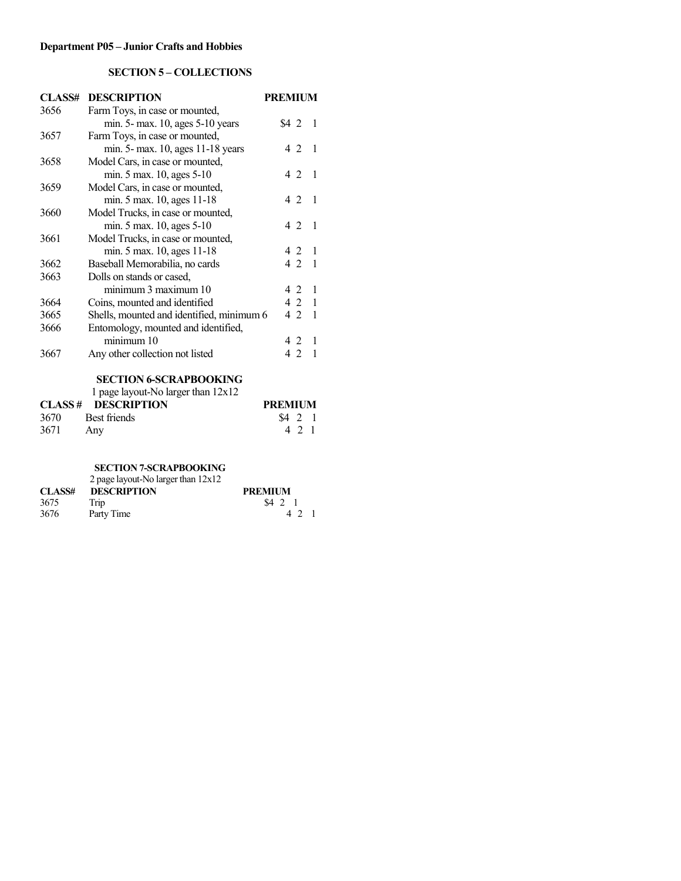**Department P05 – Junior Crafts and Hobbies**

## SECTION 5 – COLLECTIONS

| CLASS# | DESCRIPTION | PREMIUM | | |
|---|---|---|---|---|
| 3656 | Farm Toys, in case or mounted, min. 5- max. 10, ages 5-10 years | $4 | 2 | 1 |
| 3657 | Farm Toys, in case or mounted, min. 5- max. 10, ages 11-18 years | 4 | 2 | 1 |
| 3658 | Model Cars, in case or mounted, min. 5 max. 10, ages 5-10 | 4 | 2 | 1 |
| 3659 | Model Cars, in case or mounted, min. 5 max. 10, ages 11-18 | 4 | 2 | 1 |
| 3660 | Model Trucks, in case or mounted, min. 5 max. 10, ages 5-10 | 4 | 2 | 1 |
| 3661 | Model Trucks, in case or mounted, min. 5 max. 10, ages 11-18 | 4 | 2 | 1 |
| 3662 | Baseball Memorabilia, no cards | 4 | 2 | 1 |
| 3663 | Dolls on stands or cased, minimum 3 maximum 10 | 4 | 2 | 1 |
| 3664 | Coins, mounted and identified | 4 | 2 | 1 |
| 3665 | Shells, mounted and identified, minimum 6 | 4 | 2 | 1 |
| 3666 | Entomology, mounted and identified, minimum 10 | 4 | 2 | 1 |
| 3667 | Any other collection not listed | 4 | 2 | 1 |

## SECTION 6-SCRAPBOOKING

1 page layout-No larger than 12x12

| CLASS # | DESCRIPTION | PREMIUM | | |
|---|---|---|---|---|
| 3670 | Best friends | $4 | 2 | 1 |
| 3671 | Any | 4 | 2 | 1 |

## SECTION 7-SCRAPBOOKING

2 page layout-No larger than 12x12

| CLASS# | DESCRIPTION | PREMIUM | | |
|---|---|---|---|---|
| 3675 | Trip | $4 | 2 | 1 |
| 3676 | Party Time | 4 | 2 | 1 |